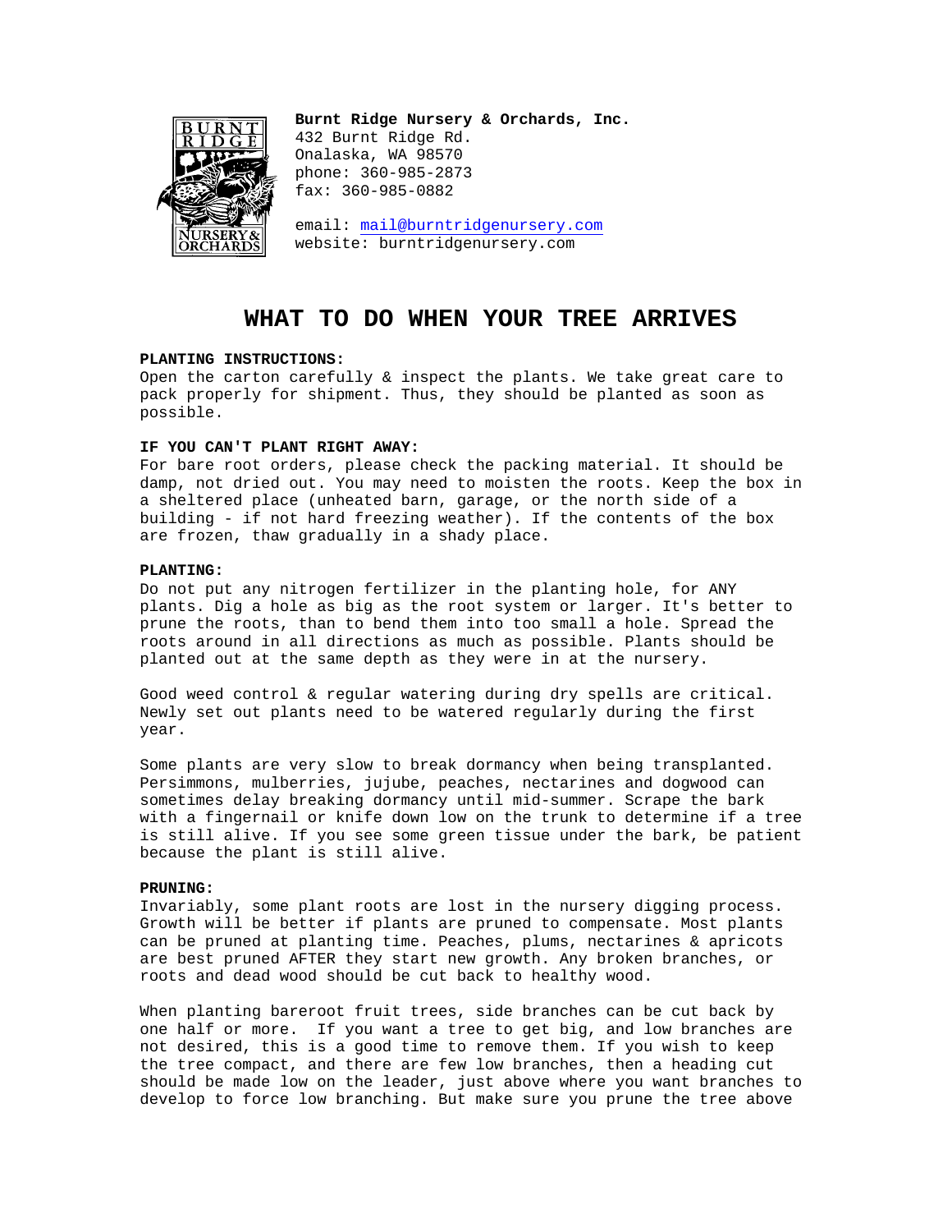**Burnt Ridge Nursery & Orchards, Inc.**
432 Burnt Ridge Rd.
Onalaska, WA 98570
phone: 360-985-2873
fax: 360-985-0882

email: mail@burntridgenursery.com
website: burntridgenursery.com

# WHAT TO DO WHEN YOUR TREE ARRIVES

**PLANTING INSTRUCTIONS:**
Open the carton carefully & inspect the plants. We take great care to pack properly for shipment. Thus, they should be planted as soon as possible.

**IF YOU CAN'T PLANT RIGHT AWAY:**
For bare root orders, please check the packing material. It should be damp, not dried out. You may need to moisten the roots. Keep the box in a sheltered place (unheated barn, garage, or the north side of a building - if not hard freezing weather). If the contents of the box are frozen, thaw gradually in a shady place.

**PLANTING:**
Do not put any nitrogen fertilizer in the planting hole, for ANY plants. Dig a hole as big as the root system or larger. It's better to prune the roots, than to bend them into too small a hole. Spread the roots around in all directions as much as possible. Plants should be planted out at the same depth as they were in at the nursery.

Good weed control & regular watering during dry spells are critical. Newly set out plants need to be watered regularly during the first year.

Some plants are very slow to break dormancy when being transplanted. Persimmons, mulberries, jujube, peaches, nectarines and dogwood can sometimes delay breaking dormancy until mid-summer. Scrape the bark with a fingernail or knife down low on the trunk to determine if a tree is still alive. If you see some green tissue under the bark, be patient because the plant is still alive.

**PRUNING:**
Invariably, some plant roots are lost in the nursery digging process. Growth will be better if plants are pruned to compensate. Most plants can be pruned at planting time. Peaches, plums, nectarines & apricots are best pruned AFTER they start new growth. Any broken branches, or roots and dead wood should be cut back to healthy wood.

When planting bareroot fruit trees, side branches can be cut back by one half or more. If you want a tree to get big, and low branches are not desired, this is a good time to remove them. If you wish to keep the tree compact, and there are few low branches, then a heading cut should be made low on the leader, just above where you want branches to develop to force low branching. But make sure you prune the tree above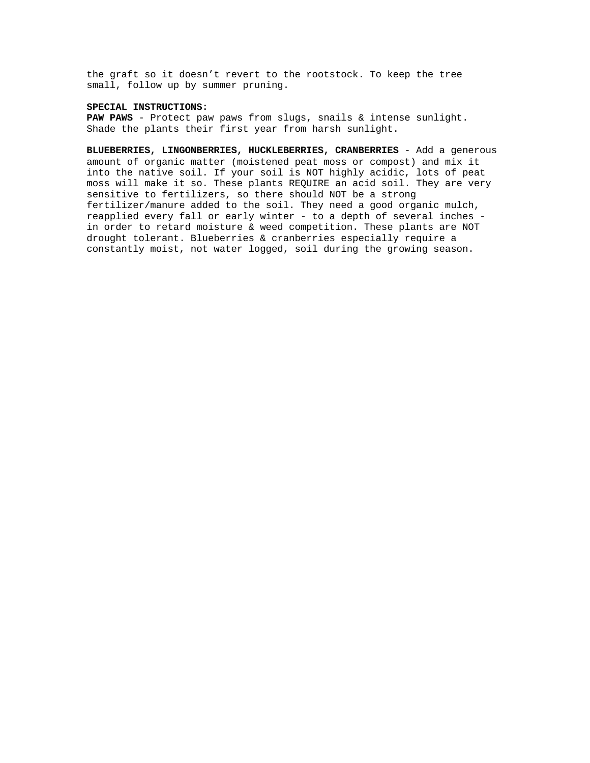the graft so it doesn't revert to the rootstock. To keep the tree small, follow up by summer pruning.

**SPECIAL INSTRUCTIONS:**

**PAW PAWS** - Protect paw paws from slugs, snails & intense sunlight. Shade the plants their first year from harsh sunlight.

**BLUEBERRIES, LINGONBERRIES, HUCKLEBERRIES, CRANBERRIES** - Add a generous amount of organic matter (moistened peat moss or compost) and mix it into the native soil. If your soil is NOT highly acidic, lots of peat moss will make it so. These plants REQUIRE an acid soil. They are very sensitive to fertilizers, so there should NOT be a strong fertilizer/manure added to the soil. They need a good organic mulch, reapplied every fall or early winter - to a depth of several inches - in order to retard moisture & weed competition. These plants are NOT drought tolerant. Blueberries & cranberries especially require a constantly moist, not water logged, soil during the growing season.